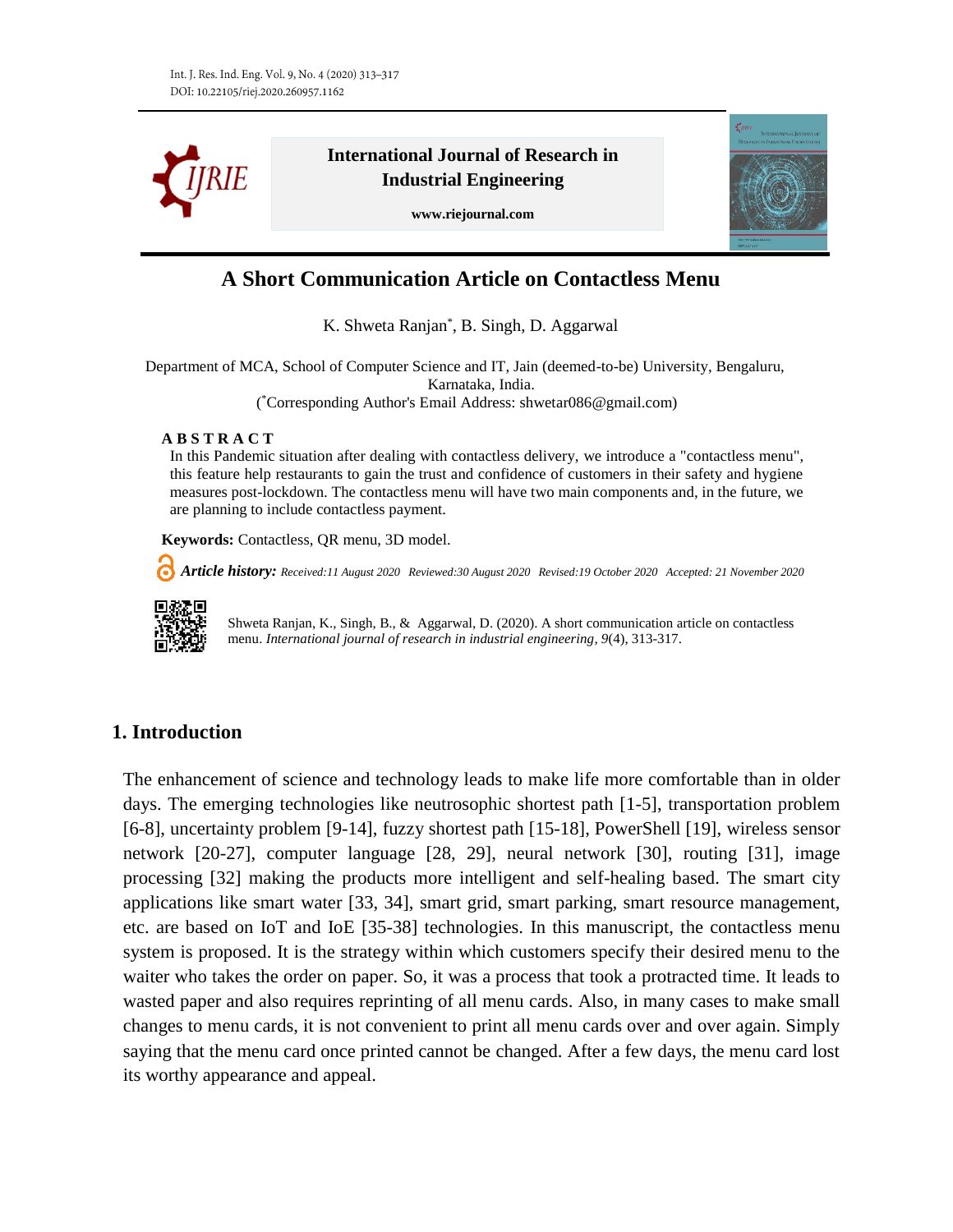# A Short Communication Article on Contactless Menu

K. Shweta Ranjan*, B. Singh, D. Aggarwal

Department of MCA, School of Computer Science and IT, Jain (deemed-to-be) University, Bengaluru, Karnataka, India.
(*Corresponding Author's Email Address: shwetar086@gmail.com)

**ABSTRACT**

In this Pandemic situation after dealing with contactless delivery, we introduce a "contactless menu", this feature help restaurants to gain the trust and confidence of customers in their safety and hygiene measures post-lockdown. The contactless menu will have two main components and, in the future, we are planning to include contactless payment.

**Keywords:** Contactless, QR menu, 3D model.

***Article history:*** *Received:11 August 2020 Reviewed:30 August 2020 Revised:19 October 2020 Accepted: 21 November 2020*

Shweta Ranjan, K., Singh, B., & Aggarwal, D. (2020). A short communication article on contactless menu. *International journal of research in industrial engineering*, *9*(4), 313-317.

## 1. Introduction

The enhancement of science and technology leads to make life more comfortable than in older days. The emerging technologies like neutrosophic shortest path [1-5], transportation problem [6-8], uncertainty problem [9-14], fuzzy shortest path [15-18], PowerShell [19], wireless sensor network [20-27], computer language [28, 29], neural network [30], routing [31], image processing [32] making the products more intelligent and self-healing based. The smart city applications like smart water [33, 34], smart grid, smart parking, smart resource management, etc. are based on IoT and IoE [35-38] technologies. In this manuscript, the contactless menu system is proposed. It is the strategy within which customers specify their desired menu to the waiter who takes the order on paper. So, it was a process that took a protracted time. It leads to wasted paper and also requires reprinting of all menu cards. Also, in many cases to make small changes to menu cards, it is not convenient to print all menu cards over and over again. Simply saying that the menu card once printed cannot be changed. After a few days, the menu card lost its worthy appearance and appeal.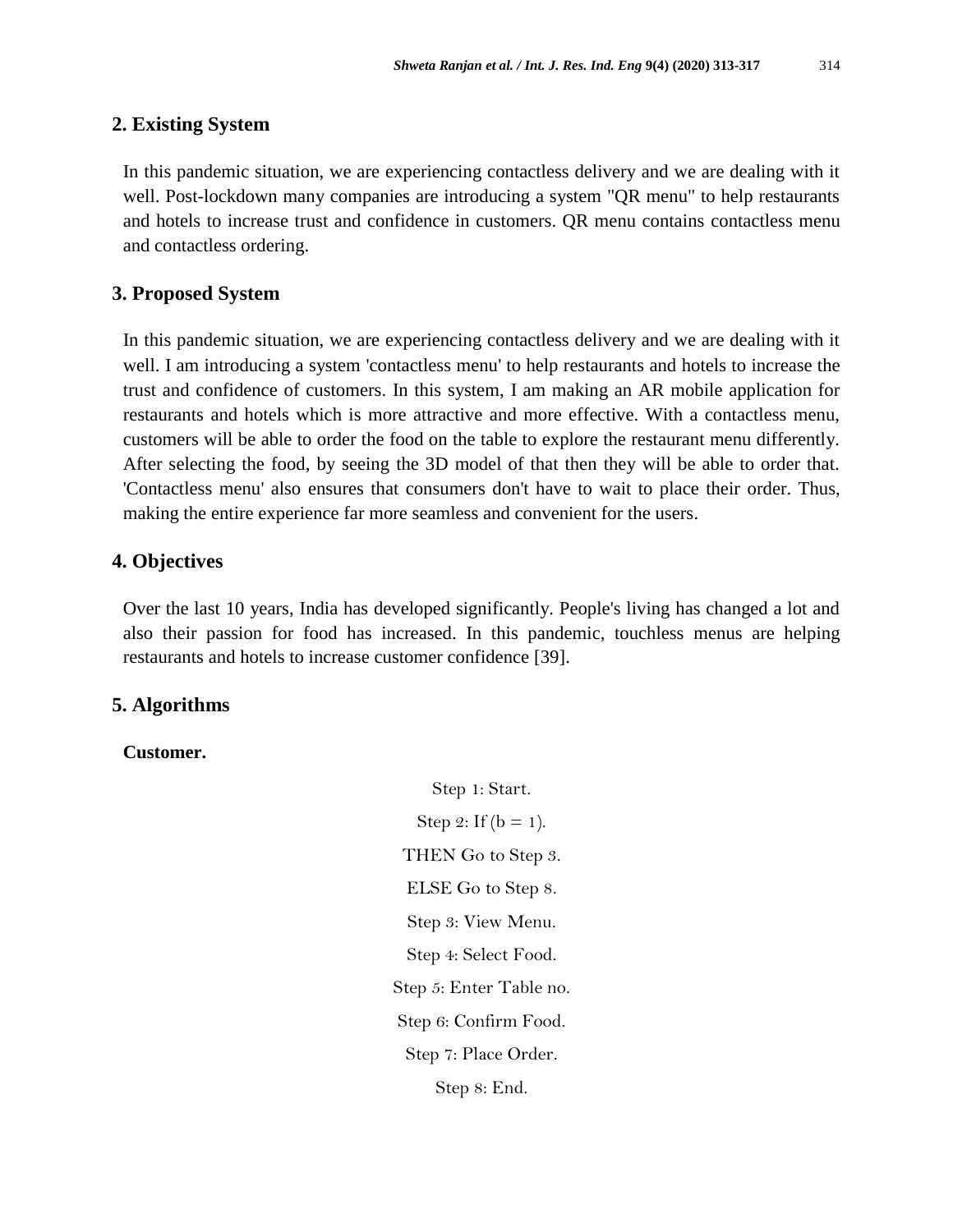## 2. Existing System

In this pandemic situation, we are experiencing contactless delivery and we are dealing with it well. Post-lockdown many companies are introducing a system "QR menu" to help restaurants and hotels to increase trust and confidence in customers. QR menu contains contactless menu and contactless ordering.

## 3. Proposed System

In this pandemic situation, we are experiencing contactless delivery and we are dealing with it well. I am introducing a system 'contactless menu' to help restaurants and hotels to increase the trust and confidence of customers. In this system, I am making an AR mobile application for restaurants and hotels which is more attractive and more effective. With a contactless menu, customers will be able to order the food on the table to explore the restaurant menu differently. After selecting the food, by seeing the 3D model of that then they will be able to order that. 'Contactless menu' also ensures that consumers don't have to wait to place their order. Thus, making the entire experience far more seamless and convenient for the users.

## 4. Objectives

Over the last 10 years, India has developed significantly. People's living has changed a lot and also their passion for food has increased. In this pandemic, touchless menus are helping restaurants and hotels to increase customer confidence [39].

## 5. Algorithms

**Customer.**

Step 1: Start.

Step 2: If (b = 1).

THEN Go to Step 3.

ELSE Go to Step 8.

Step 3: View Menu.

Step 4: Select Food.

Step 5: Enter Table no.

Step 6: Confirm Food.

Step 7: Place Order.

Step 8: End.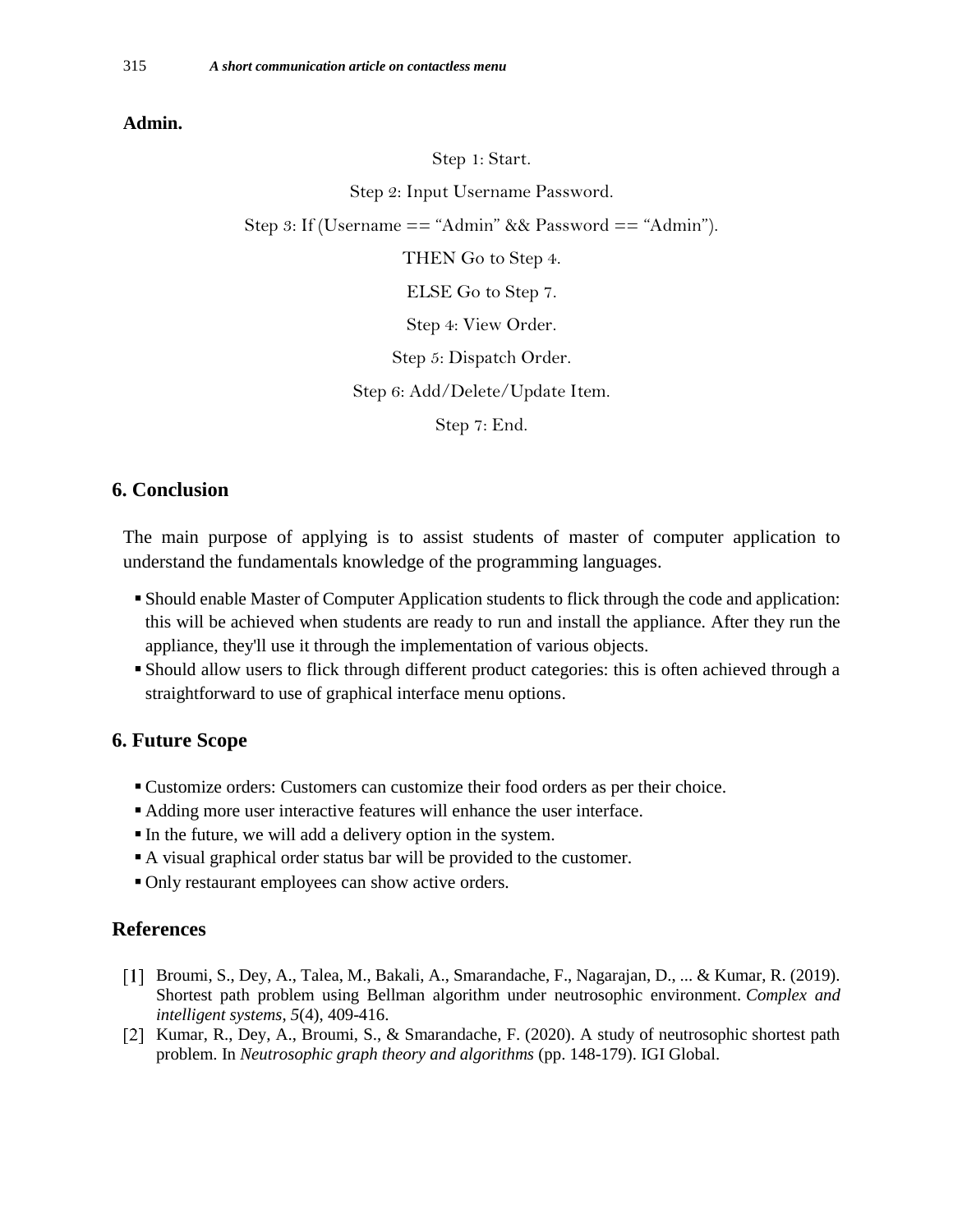**Admin.**

Step 1: Start.

Step 2: Input Username Password.

Step 3: If (Username == "Admin" && Password == "Admin").

THEN Go to Step 4.

ELSE Go to Step 7.

Step 4: View Order.

Step 5: Dispatch Order.

Step 6: Add/Delete/Update Item.

Step 7: End.

## 6. Conclusion

The main purpose of applying is to assist students of master of computer application to understand the fundamentals knowledge of the programming languages.

- Should enable Master of Computer Application students to flick through the code and application: this will be achieved when students are ready to run and install the appliance. After they run the appliance, they'll use it through the implementation of various objects.
- Should allow users to flick through different product categories: this is often achieved through a straightforward to use of graphical interface menu options.

## 6. Future Scope

- Customize orders: Customers can customize their food orders as per their choice.
- Adding more user interactive features will enhance the user interface.
- In the future, we will add a delivery option in the system.
- A visual graphical order status bar will be provided to the customer.
- Only restaurant employees can show active orders.

## References

[1] Broumi, S., Dey, A., Talea, M., Bakali, A., Smarandache, F., Nagarajan, D., ... & Kumar, R. (2019). Shortest path problem using Bellman algorithm under neutrosophic environment. *Complex and intelligent systems*, *5*(4), 409-416.

[2] Kumar, R., Dey, A., Broumi, S., & Smarandache, F. (2020). A study of neutrosophic shortest path problem. In *Neutrosophic graph theory and algorithms* (pp. 148-179). IGI Global.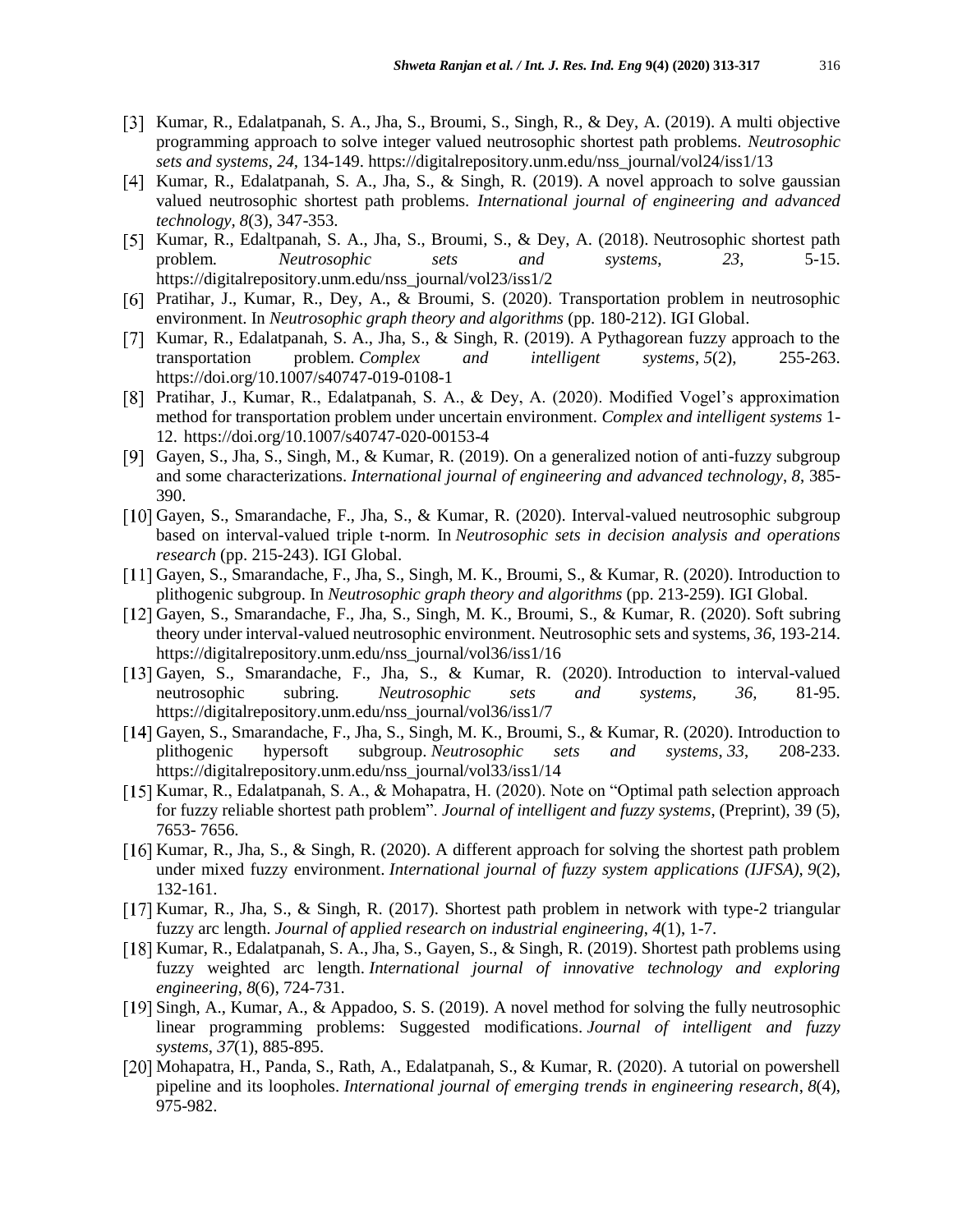[3] Kumar, R., Edalatpanah, S. A., Jha, S., Broumi, S., Singh, R., & Dey, A. (2019). A multi objective programming approach to solve integer valued neutrosophic shortest path problems. *Neutrosophic sets and systems*, *24*, 134-149. https://digitalrepository.unm.edu/nss_journal/vol24/iss1/13

[4] Kumar, R., Edalatpanah, S. A., Jha, S., & Singh, R. (2019). A novel approach to solve gaussian valued neutrosophic shortest path problems. *International journal of engineering and advanced technology*, *8*(3), 347-353.

[5] Kumar, R., Edaltpanah, S. A., Jha, S., Broumi, S., & Dey, A. (2018). Neutrosophic shortest path problem. *Neutrosophic sets and systems*, *23*, 5-15. https://digitalrepository.unm.edu/nss_journal/vol23/iss1/2

[6] Pratihar, J., Kumar, R., Dey, A., & Broumi, S. (2020). Transportation problem in neutrosophic environment. In *Neutrosophic graph theory and algorithms* (pp. 180-212). IGI Global.

[7] Kumar, R., Edalatpanah, S. A., Jha, S., & Singh, R. (2019). A Pythagorean fuzzy approach to the transportation problem. *Complex and intelligent systems*, *5*(2), 255-263. https://doi.org/10.1007/s40747-019-0108-1

[8] Pratihar, J., Kumar, R., Edalatpanah, S. A., & Dey, A. (2020). Modified Vogel's approximation method for transportation problem under uncertain environment. *Complex and intelligent systems* 1-12. https://doi.org/10.1007/s40747-020-00153-4

[9] Gayen, S., Jha, S., Singh, M., & Kumar, R. (2019). On a generalized notion of anti-fuzzy subgroup and some characterizations. *International journal of engineering and advanced technology*, *8*, 385-390.

[10] Gayen, S., Smarandache, F., Jha, S., & Kumar, R. (2020). Interval-valued neutrosophic subgroup based on interval-valued triple t-norm. In *Neutrosophic sets in decision analysis and operations research* (pp. 215-243). IGI Global.

[11] Gayen, S., Smarandache, F., Jha, S., Singh, M. K., Broumi, S., & Kumar, R. (2020). Introduction to plithogenic subgroup. In *Neutrosophic graph theory and algorithms* (pp. 213-259). IGI Global.

[12] Gayen, S., Smarandache, F., Jha, S., Singh, M. K., Broumi, S., & Kumar, R. (2020). Soft subring theory under interval-valued neutrosophic environment. Neutrosophic sets and systems, *36*, 193-214. https://digitalrepository.unm.edu/nss_journal/vol36/iss1/16

[13] Gayen, S., Smarandache, F., Jha, S., & Kumar, R. (2020). Introduction to interval-valued neutrosophic subring. *Neutrosophic sets and systems*, *36*, 81-95. https://digitalrepository.unm.edu/nss_journal/vol36/iss1/7

[14] Gayen, S., Smarandache, F., Jha, S., Singh, M. K., Broumi, S., & Kumar, R. (2020). Introduction to plithogenic hypersoft subgroup. *Neutrosophic sets and systems*, *33*, 208-233. https://digitalrepository.unm.edu/nss_journal/vol33/iss1/14

[15] Kumar, R., Edalatpanah, S. A., & Mohapatra, H. (2020). Note on "Optimal path selection approach for fuzzy reliable shortest path problem". *Journal of intelligent and fuzzy systems*, (Preprint), 39 (5), 7653- 7656.

[16] Kumar, R., Jha, S., & Singh, R. (2020). A different approach for solving the shortest path problem under mixed fuzzy environment. *International journal of fuzzy system applications (IJFSA)*, *9*(2), 132-161.

[17] Kumar, R., Jha, S., & Singh, R. (2017). Shortest path problem in network with type-2 triangular fuzzy arc length. *Journal of applied research on industrial engineering*, *4*(1), 1-7.

[18] Kumar, R., Edalatpanah, S. A., Jha, S., Gayen, S., & Singh, R. (2019). Shortest path problems using fuzzy weighted arc length. *International journal of innovative technology and exploring engineering*, *8*(6), 724-731.

[19] Singh, A., Kumar, A., & Appadoo, S. S. (2019). A novel method for solving the fully neutrosophic linear programming problems: Suggested modifications. *Journal of intelligent and fuzzy systems*, *37*(1), 885-895.

[20] Mohapatra, H., Panda, S., Rath, A., Edalatpanah, S., & Kumar, R. (2020). A tutorial on powershell pipeline and its loopholes. *International journal of emerging trends in engineering research*, *8*(4), 975-982.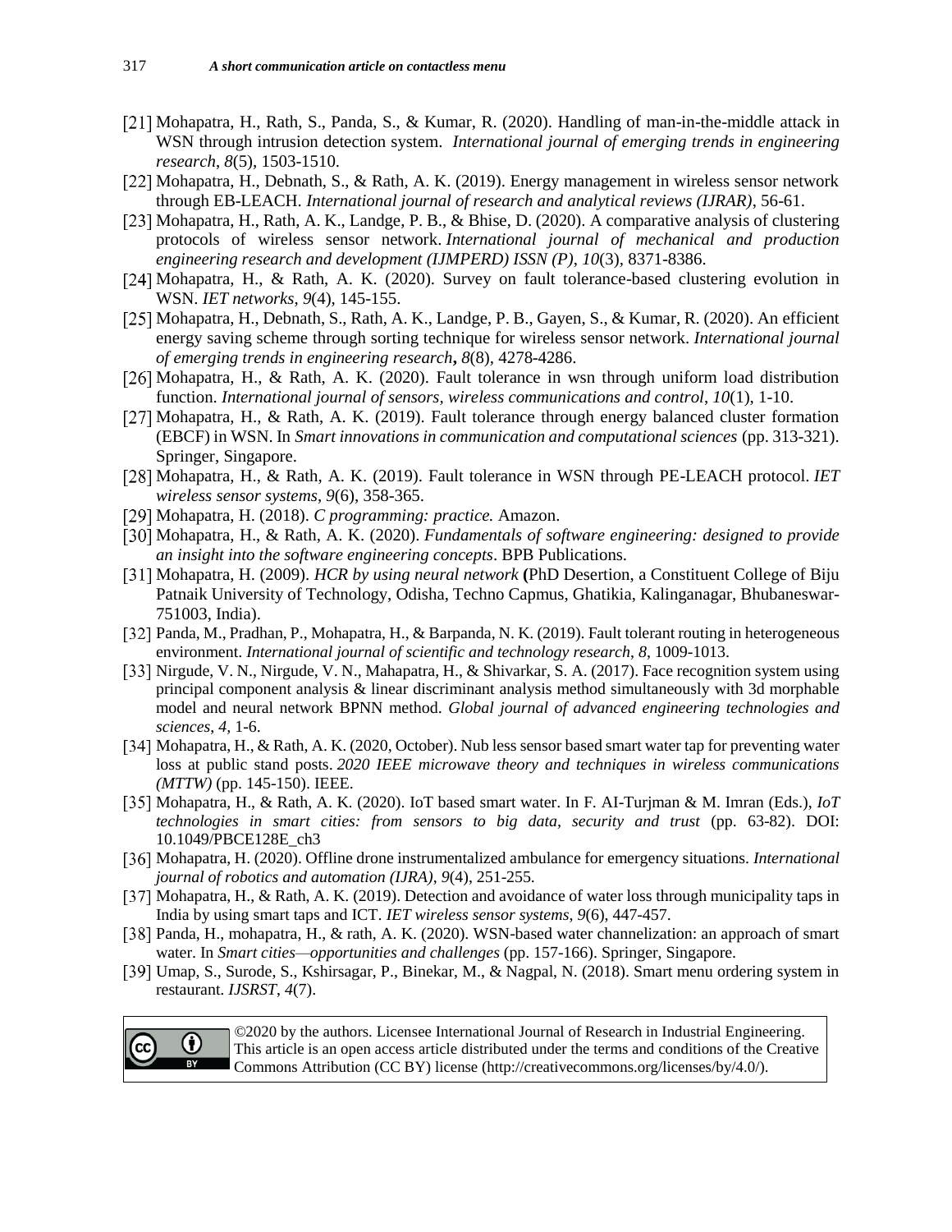[21] Mohapatra, H., Rath, S., Panda, S., & Kumar, R. (2020). Handling of man-in-the-middle attack in WSN through intrusion detection system. *International journal of emerging trends in engineering research*, *8*(5), 1503-1510.

[22] Mohapatra, H., Debnath, S., & Rath, A. K. (2019). Energy management in wireless sensor network through EB-LEACH. *International journal of research and analytical reviews (IJRAR)*, 56-61.

[23] Mohapatra, H., Rath, A. K., Landge, P. B., & Bhise, D. (2020). A comparative analysis of clustering protocols of wireless sensor network. *International journal of mechanical and production engineering research and development (IJMPERD) ISSN (P)*, *10*(3), 8371-8386.

[24] Mohapatra, H., & Rath, A. K. (2020). Survey on fault tolerance-based clustering evolution in WSN. *IET networks*, *9*(4), 145-155.

[25] Mohapatra, H., Debnath, S., Rath, A. K., Landge, P. B., Gayen, S., & Kumar, R. (2020). An efficient energy saving scheme through sorting technique for wireless sensor network. *International journal of emerging trends in engineering research***,** *8*(8), 4278-4286.

[26] Mohapatra, H., & Rath, A. K. (2020). Fault tolerance in wsn through uniform load distribution function. *International journal of sensors, wireless communications and control*, *10*(1), 1-10.

[27] Mohapatra, H., & Rath, A. K. (2019). Fault tolerance through energy balanced cluster formation (EBCF) in WSN. In *Smart innovations in communication and computational sciences* (pp. 313-321). Springer, Singapore.

[28] Mohapatra, H., & Rath, A. K. (2019). Fault tolerance in WSN through PE-LEACH protocol. *IET wireless sensor systems*, *9*(6), 358-365.

[29] Mohapatra, H. (2018). *C programming: practice.* Amazon.

[30] Mohapatra, H., & Rath, A. K. (2020). *Fundamentals of software engineering: designed to provide an insight into the software engineering concepts*. BPB Publications.

[31] Mohapatra, H. (2009). *HCR by using neural network* **(**PhD Desertion, a Constituent College of Biju Patnaik University of Technology, Odisha, Techno Capmus, Ghatikia, Kalinganagar, Bhubaneswar-751003, India).

[32] Panda, M., Pradhan, P., Mohapatra, H., & Barpanda, N. K. (2019). Fault tolerant routing in heterogeneous environment. *International journal of scientific and technology research*, *8*, 1009-1013.

[33] Nirgude, V. N., Nirgude, V. N., Mahapatra, H., & Shivarkar, S. A. (2017). Face recognition system using principal component analysis & linear discriminant analysis method simultaneously with 3d morphable model and neural network BPNN method. *Global journal of advanced engineering technologies and sciences*, *4*, 1-6.

[34] Mohapatra, H., & Rath, A. K. (2020, October). Nub less sensor based smart water tap for preventing water loss at public stand posts. *2020 IEEE microwave theory and techniques in wireless communications (MTTW)* (pp. 145-150). IEEE.

[35] Mohapatra, H., & Rath, A. K. (2020). IoT based smart water. In F. AI-Turjman & M. Imran (Eds.), *IoT technologies in smart cities: from sensors to big data, security and trust* (pp. 63-82). DOI: 10.1049/PBCE128E_ch3

[36] Mohapatra, H. (2020). Offline drone instrumentalized ambulance for emergency situations. *International journal of robotics and automation (IJRA)*, *9*(4), 251-255.

[37] Mohapatra, H., & Rath, A. K. (2019). Detection and avoidance of water loss through municipality taps in India by using smart taps and ICT. *IET wireless sensor systems*, *9*(6), 447-457.

[38] Panda, H., mohapatra, H., & rath, A. K. (2020). WSN-based water channelization: an approach of smart water. In *Smart cities—opportunities and challenges* (pp. 157-166). Springer, Singapore.

[39] Umap, S., Surode, S., Kshirsagar, P., Binekar, M., & Nagpal, N. (2018). Smart menu ordering system in restaurant. *IJSRST*, *4*(7).

©2020 by the authors. Licensee International Journal of Research in Industrial Engineering. This article is an open access article distributed under the terms and conditions of the Creative Commons Attribution (CC BY) license (http://creativecommons.org/licenses/by/4.0/).